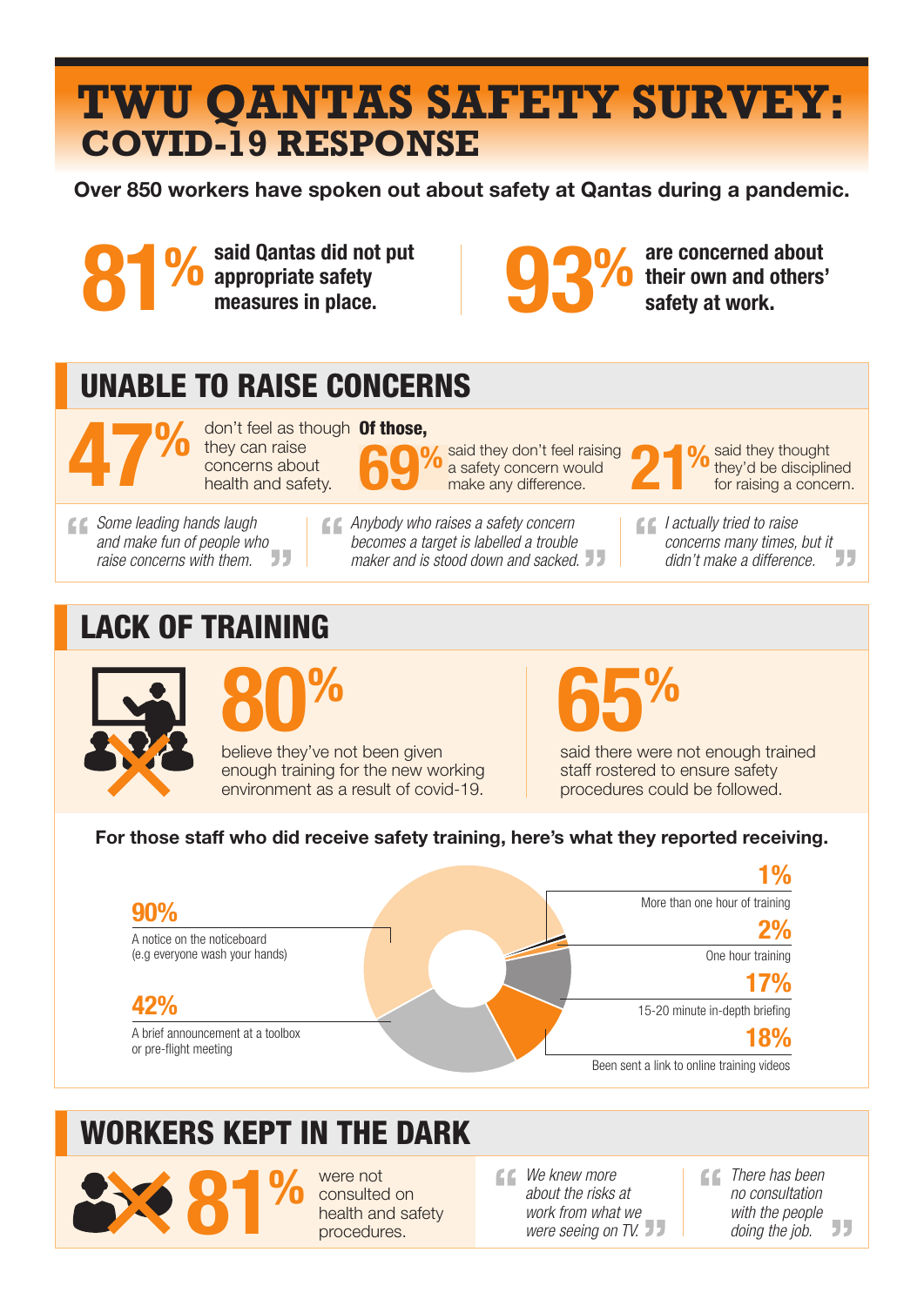# TWU QANTAS SAFETY SURVEY: COVID-19 RESPONSE

**Over 850 workers have spoken out about safety at Qantas during a pandemic.**

**81%** said Qantas did not put appropriate safety measures in place.

**93%** are concerned about their own and others' safety at work.

## UNABLE TO RAISE CONCERNS

**47%** don't feel as though they can raise concerns about health and safety.

**Of those,**

**69%** said they don't feel raising a safety concern would make any difference.

**21%** said they thought they'd be disciplined for raising a concern.

> *Some leading hands laugh and make fun of people who raise concerns with them.*

> *Anybody who raises a safety concern becomes a target is labelled a trouble maker and is stood down and sacked.*

> *I actually tried to raise concerns many times, but it didn't make a difference.*

## LACK OF TRAINING

**80%** believe they've not been given enough training for the new working environment as a result of covid-19.

**65%** said there were not enough trained staff rostered to ensure safety procedures could be followed.

**For those staff who did receive safety training, here's what they reported receiving.**

- **90%** A notice on the noticeboard (e.g everyone wash your hands)
- **42%** A brief announcement at a toolbox or pre-flight meeting
- **1%** More than one hour of training
- **2%** One hour training
- **17%** 15-20 minute in-depth briefing
- **18%** Been sent a link to online training videos

## WORKERS KEPT IN THE DARK

**81%** were not consulted on health and safety procedures.

> *We knew more about the risks at work from what we were seeing on TV.*

> *There has been no consultation with the people doing the job.*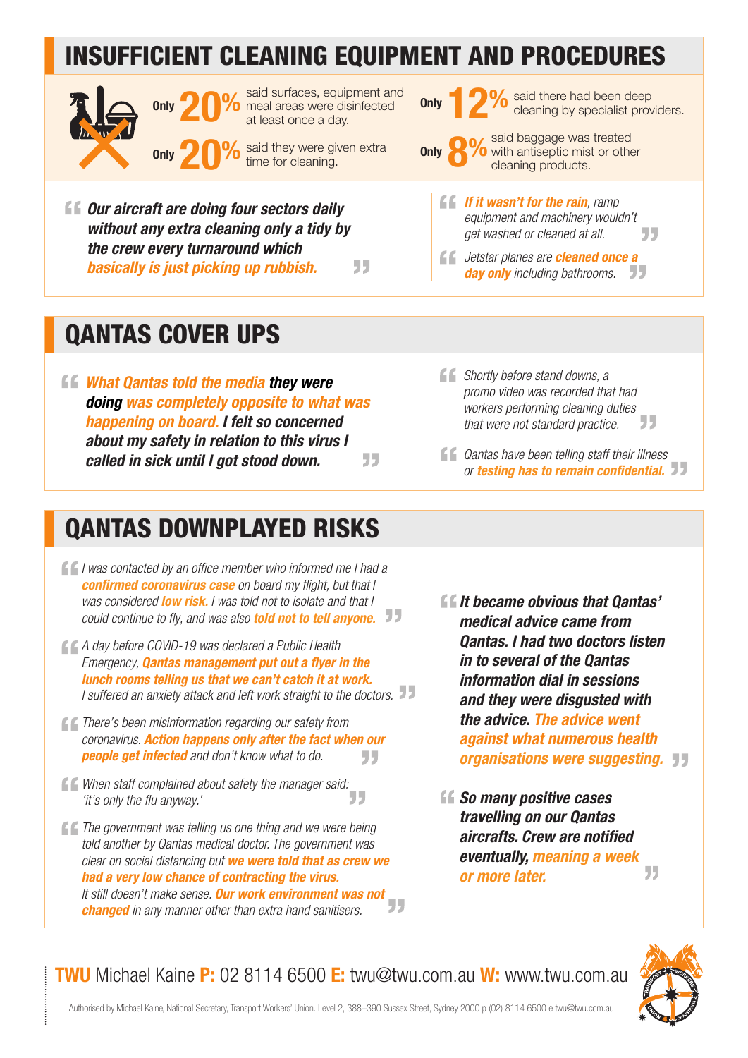## INSUFFICIENT CLEANING EQUIPMENT AND PROCEDURES

**Only 20%** said surfaces, equipment and meal areas were disinfected at least once a day.

**Only 20%** said they were given extra time for cleaning.

**Only 12%** said there had been deep cleaning by specialist providers.

**Only 8%** said baggage was treated with antiseptic mist or other cleaning products.

> ***Our aircraft are doing four sectors daily without any extra cleaning only a tidy by the crew every turnaround which basically is just picking up rubbish.***

> ***If it wasn't for the rain****, ramp equipment and machinery wouldn't get washed or cleaned at all.*

> *Jetstar planes are* ***cleaned once a day only*** *including bathrooms.*

## QANTAS COVER UPS

> ***What Qantas told the media they were doing was completely opposite to what was happening on board. I felt so concerned about my safety in relation to this virus I called in sick until I got stood down.***

> *Shortly before stand downs, a promo video was recorded that had workers performing cleaning duties that were not standard practice.*

> *Qantas have been telling staff their illness or* ***testing has to remain confidential.***

## QANTAS DOWNPLAYED RISKS

> *I was contacted by an office member who informed me I had a* ***confirmed coronavirus case*** *on board my flight, but that I was considered* ***low risk.*** *I was told not to isolate and that I could continue to fly, and was also* ***told not to tell anyone.***

> *A day before COVID-19 was declared a Public Health Emergency,* ***Qantas management put out a flyer in the lunch rooms telling us that we can't catch it at work.*** *I suffered an anxiety attack and left work straight to the doctors.*

> *There's been misinformation regarding our safety from coronavirus.* ***Action happens only after the fact when our people get infected*** *and don't know what to do.*

> *When staff complained about safety the manager said: 'it's only the flu anyway.'*

> *The government was telling us one thing and we were being told another by Qantas medical doctor. The government was clear on social distancing but* ***we were told that as crew we had a very low chance of contracting the virus.*** *It still doesn't make sense.* ***Our work environment was not changed*** *in any manner other than extra hand sanitisers.*

> ***It became obvious that Qantas' medical advice came from Qantas. I had two doctors listen in to several of the Qantas information dial in sessions and they were disgusted with the advice. The advice went against what numerous health organisations were suggesting.***

> ***So many positive cases travelling on our Qantas aircrafts. Crew are notified eventually, meaning a week or more later.***

**TWU** Michael Kaine **P:** 02 8114 6500 **E:** twu@twu.com.au **W:** www.twu.com.au

Authorised by Michael Kaine, National Secretary, Transport Workers' Union. Level 2, 388–390 Sussex Street, Sydney 2000 p (02) 8114 6500 e twu@twu.com.au